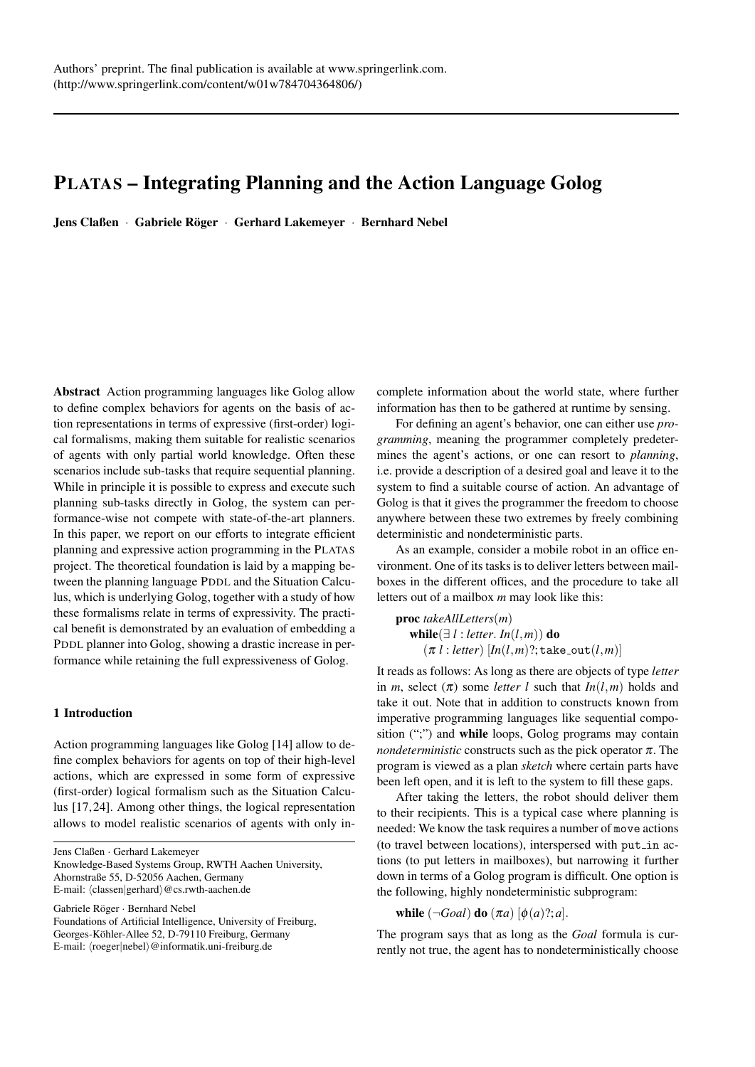Authors' preprint. The final publication is available at www.springerlink.com. (http://www.springerlink.com/content/w01w784704364806/)

# PLATAS – Integrating Planning and the Action Language Golog

**Jens Claßen · Gabriele Röger · Gerhard Lakemeyer · Bernhard Nebel**

**Abstract** Action programming languages like Golog allow to define complex behaviors for agents on the basis of action representations in terms of expressive (first-order) logical formalisms, making them suitable for realistic scenarios of agents with only partial world knowledge. Often these scenarios include sub-tasks that require sequential planning. While in principle it is possible to express and execute such planning sub-tasks directly in Golog, the system can performance-wise not compete with state-of-the-art planners. In this paper, we report on our efforts to integrate efficient planning and expressive action programming in the PLATAS project. The theoretical foundation is laid by a mapping between the planning language PDDL and the Situation Calculus, which is underlying Golog, together with a study of how these formalisms relate in terms of expressivity. The practical benefit is demonstrated by an evaluation of embedding a PDDL planner into Golog, showing a drastic increase in performance while retaining the full expressiveness of Golog.

## 1 Introduction

Action programming languages like Golog [14] allow to define complex behaviors for agents on top of their high-level actions, which are expressed in some form of expressive (first-order) logical formalism such as the Situation Calculus [17,24]. Among other things, the logical representation allows to model realistic scenarios of agents with only incomplete information about the world state, where further information has then to be gathered at runtime by sensing.

For defining an agent's behavior, one can either use *programming*, meaning the programmer completely predetermines the agent's actions, or one can resort to *planning*, i.e. provide a description of a desired goal and leave it to the system to find a suitable course of action. An advantage of Golog is that it gives the programmer the freedom to choose anywhere between these two extremes by freely combining deterministic and nondeterministic parts.

As an example, consider a mobile robot in an office environment. One of its tasks is to deliver letters between mailboxes in the different offices, and the procedure to take all letters out of a mailbox $m$ may look like this:

**proc** *takeAllLetters*($m$)
  **while**($\exists\, l : letter.\, In(l,m)$) **do**
    $(\pi\ l : letter)\ [In(l,m)?; \texttt{take\_out}(l,m)]$

It reads as follows: As long as there are objects of type *letter* in $m$, select ($\pi$) some *letter* $l$ such that $In(l,m)$ holds and take it out. Note that in addition to constructs known from imperative programming languages like sequential composition (";") and **while** loops, Golog programs may contain *nondeterministic* constructs such as the pick operator $\pi$. The program is viewed as a plan *sketch* where certain parts have been left open, and it is left to the system to fill these gaps.

After taking the letters, the robot should deliver them to their recipients. This is a typical case where planning is needed: We know the task requires a number of `move` actions (to travel between locations), interspersed with `put_in` actions (to put letters in mailboxes), but narrowing it further down in terms of a Golog program is difficult. One option is the following, highly nondeterministic subprogram:

**while** $(\neg Goal)$ **do** $(\pi a)\ [\phi(a)?; a]$.

The program says that as long as the *Goal* formula is currently not true, the agent has to nondeterministically choose

Jens Claßen · Gerhard Lakemeyer
Knowledge-Based Systems Group, RWTH Aachen University, Ahornstraße 55, D-52056 Aachen, Germany
E-mail: ⟨classen|gerhard⟩@cs.rwth-aachen.de

Gabriele Röger · Bernhard Nebel
Foundations of Artificial Intelligence, University of Freiburg, Georges-Köhler-Allee 52, D-79110 Freiburg, Germany
E-mail: ⟨roeger|nebel⟩@informatik.uni-freiburg.de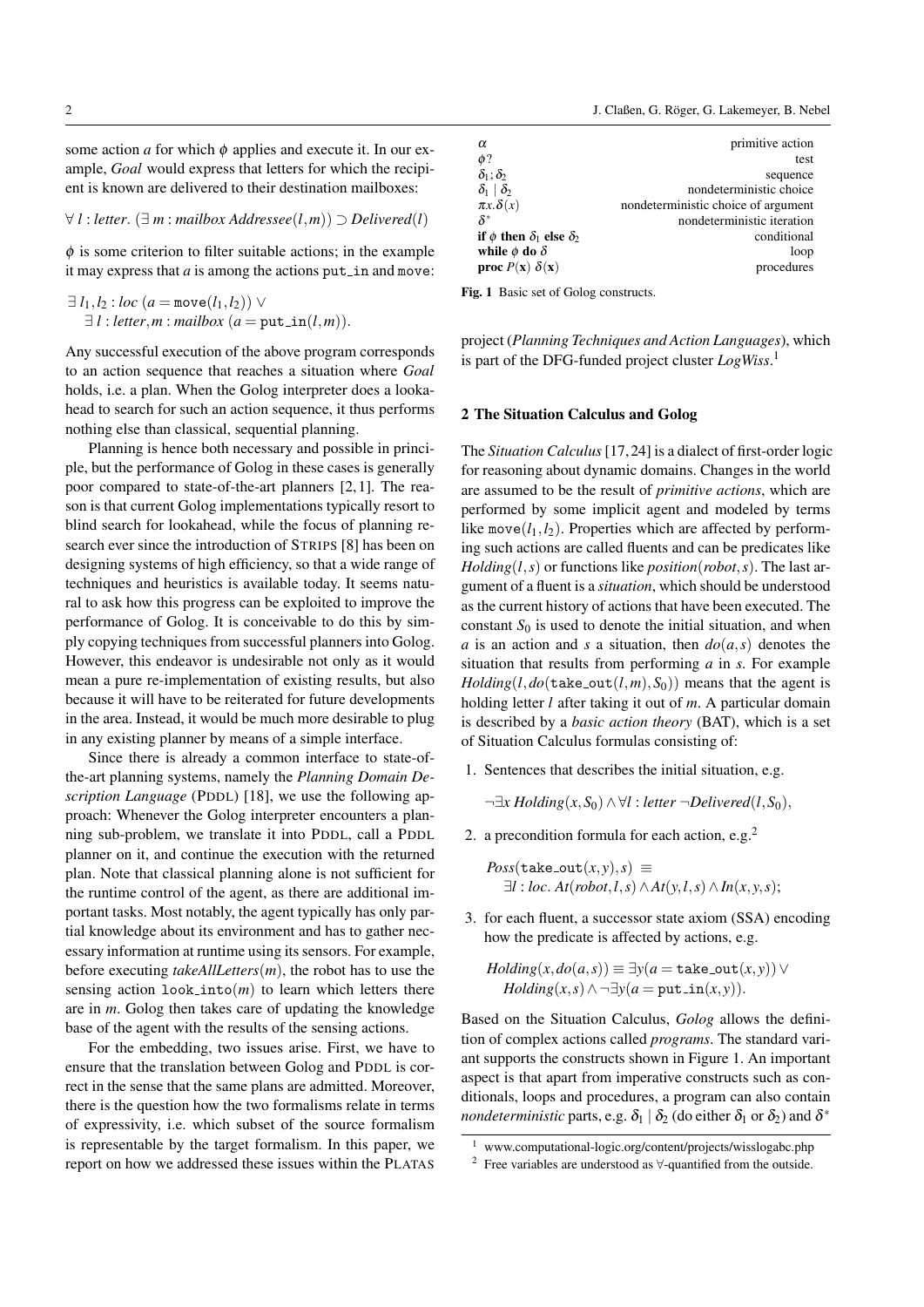some action $a$ for which $\phi$ applies and execute it. In our example, *Goal* would express that letters for which the recipient is known are delivered to their destination mailboxes:

$$\forall\, l : letter.\ (\exists\, m : mailbox\ Addressee(l,m)) \supset Delivered(l)$$

$\phi$ is some criterion to filter suitable actions; in the example it may express that $a$ is among the actions put_in and move:

$$\exists\, l_1, l_2 : loc\ (a = \mathtt{move}(l_1,l_2)) \vee$$
$$\exists\, l : letter, m : mailbox\ (a = \mathtt{put\_in}(l,m)).$$

Any successful execution of the above program corresponds to an action sequence that reaches a situation where *Goal* holds, i.e. a plan. When the Golog interpreter does a lookahead to search for such an action sequence, it thus performs nothing else than classical, sequential planning.

Planning is hence both necessary and possible in principle, but the performance of Golog in these cases is generally poor compared to state-of-the-art planners [2,1]. The reason is that current Golog implementations typically resort to blind search for lookahead, while the focus of planning research ever since the introduction of STRIPS [8] has been on designing systems of high efficiency, so that a wide range of techniques and heuristics is available today. It seems natural to ask how this progress can be exploited to improve the performance of Golog. It is conceivable to do this by simply copying techniques from successful planners into Golog. However, this endeavor is undesirable not only as it would mean a pure re-implementation of existing results, but also because it will have to be reiterated for future developments in the area. Instead, it would be much more desirable to plug in any existing planner by means of a simple interface.

Since there is already a common interface to state-of-the-art planning systems, namely the *Planning Domain Description Language* (PDDL) [18], we use the following approach: Whenever the Golog interpreter encounters a planning sub-problem, we translate it into PDDL, call a PDDL planner on it, and continue the execution with the returned plan. Note that classical planning alone is not sufficient for the runtime control of the agent, as there are additional important tasks. Most notably, the agent typically has only partial knowledge about its environment and has to gather necessary information at runtime using its sensors. For example, before executing *takeAllLetters*($m$), the robot has to use the sensing action look_into($m$) to learn which letters there are in $m$. Golog then takes care of updating the knowledge base of the agent with the results of the sensing actions.

For the embedding, two issues arise. First, we have to ensure that the translation between Golog and PDDL is correct in the sense that the same plans are admitted. Moreover, there is the question how the two formalisms relate in terms of expressivity, i.e. which subset of the source formalism is representable by the target formalism. In this paper, we report on how we addressed these issues within the PLATAS project (*Planning Techniques and Action Languages*), which is part of the DFG-funded project cluster *LogWiss*.[1]

| | |
|---|---|
| $\alpha$ | primitive action |
| $\phi?$ | test |
| $\delta_1;\delta_2$ | sequence |
| $\delta_1 \mid \delta_2$ | nondeterministic choice |
| $\pi x.\delta(x)$ | nondeterministic choice of argument |
| $\delta^*$ | nondeterministic iteration |
| **if** $\phi$ **then** $\delta_1$ **else** $\delta_2$ | conditional |
| **while** $\phi$ **do** $\delta$ | loop |
| **proc** $P(\mathbf{x})\ \delta(\mathbf{x})$ | procedures |

**Fig. 1** Basic set of Golog constructs.

## 2 The Situation Calculus and Golog

The *Situation Calculus* [17,24] is a dialect of first-order logic for reasoning about dynamic domains. Changes in the world are assumed to be the result of *primitive actions*, which are performed by some implicit agent and modeled by terms like move($l_1,l_2$). Properties which are affected by performing such actions are called fluents and can be predicates like $Holding(l,s)$ or functions like $position(robot,s)$. The last argument of a fluent is a *situation*, which should be understood as the current history of actions that have been executed. The constant $S_0$ is used to denote the initial situation, and when $a$ is an action and $s$ a situation, then $do(a,s)$ denotes the situation that results from performing $a$ in $s$. For example $Holding(l, do(\mathtt{take\_out}(l,m), S_0))$ means that the agent is holding letter $l$ after taking it out of $m$. A particular domain is described by a *basic action theory* (BAT), which is a set of Situation Calculus formulas consisting of:

1. Sentences that describes the initial situation, e.g.

   $$\neg\exists x\ Holding(x,S_0) \wedge \forall l : letter\ \neg Delivered(l,S_0),$$

2. a precondition formula for each action, e.g.[2]

   $$Poss(\mathtt{take\_out}(x,y),s) \equiv$$
   $$\exists l : loc.\ At(robot,l,s) \wedge At(y,l,s) \wedge In(x,y,s);$$

3. for each fluent, a successor state axiom (SSA) encoding how the predicate is affected by actions, e.g.

   $$Holding(x,do(a,s)) \equiv \exists y(a = \mathtt{take\_out}(x,y)) \vee$$
   $$Holding(x,s) \wedge \neg\exists y(a = \mathtt{put\_in}(x,y)).$$

Based on the Situation Calculus, *Golog* allows the definition of complex actions called *programs*. The standard variant supports the constructs shown in Figure 1. An important aspect is that apart from imperative constructs such as conditionals, loops and procedures, a program can also contain *nondeterministic* parts, e.g. $\delta_1 \mid \delta_2$ (do either $\delta_1$ or $\delta_2$) and $\delta^*$

[1] www.computational-logic.org/content/projects/wisslogabc.php

[2] Free variables are understood as $\forall$-quantified from the outside.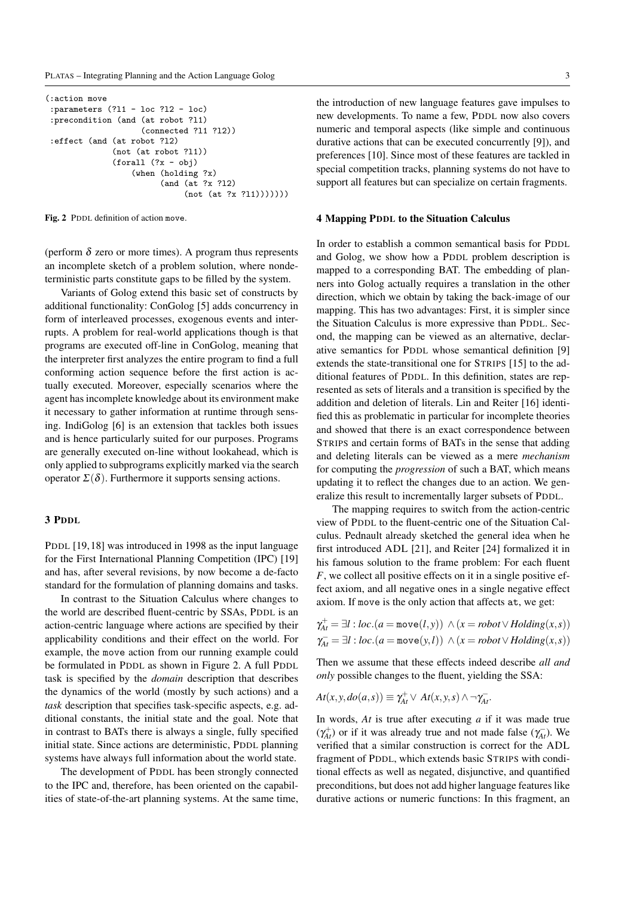```
(:action move
 :parameters (?l1 - loc ?l2 - loc)
 :precondition (and (at robot ?l1)
                    (connected ?l1 ?l2))
 :effect (and (at robot ?l2)
              (not (at robot ?l1))
              (forall (?x - obj)
                  (when (holding ?x)
                        (and (at ?x ?l2)
                             (not (at ?x ?l1)))))))
```

**Fig. 2** PDDL definition of action move.

(perform $\delta$ zero or more times). A program thus represents an incomplete sketch of a problem solution, where nondeterministic parts constitute gaps to be filled by the system.

Variants of Golog extend this basic set of constructs by additional functionality: ConGolog [5] adds concurrency in form of interleaved processes, exogenous events and interrupts. A problem for real-world applications though is that programs are executed off-line in ConGolog, meaning that the interpreter first analyzes the entire program to find a full conforming action sequence before the first action is actually executed. Moreover, especially scenarios where the agent has incomplete knowledge about its environment make it necessary to gather information at runtime through sensing. IndiGolog [6] is an extension that tackles both issues and is hence particularly suited for our purposes. Programs are generally executed on-line without lookahead, which is only applied to subprograms explicitly marked via the search operator $\Sigma(\delta)$. Furthermore it supports sensing actions.

## 3 PDDL

PDDL [19,18] was introduced in 1998 as the input language for the First International Planning Competition (IPC) [19] and has, after several revisions, by now become a de-facto standard for the formulation of planning domains and tasks.

In contrast to the Situation Calculus where changes to the world are described fluent-centric by SSAs, PDDL is an action-centric language where actions are specified by their applicability conditions and their effect on the world. For example, the move action from our running example could be formulated in PDDL as shown in Figure 2. A full PDDL task is specified by the *domain* description that describes the dynamics of the world (mostly by such actions) and a *task* description that specifies task-specific aspects, e.g. additional constants, the initial state and the goal. Note that in contrast to BATs there is always a single, fully specified initial state. Since actions are deterministic, PDDL planning systems have always full information about the world state.

The development of PDDL has been strongly connected to the IPC and, therefore, has been oriented on the capabilities of state-of-the-art planning systems. At the same time, the introduction of new language features gave impulses to new developments. To name a few, PDDL now also covers numeric and temporal aspects (like simple and continuous durative actions that can be executed concurrently [9]), and preferences [10]. Since most of these features are tackled in special competition tracks, planning systems do not have to support all features but can specialize on certain fragments.

## 4 Mapping PDDL to the Situation Calculus

In order to establish a common semantical basis for PDDL and Golog, we show how a PDDL problem description is mapped to a corresponding BAT. The embedding of planners into Golog actually requires a translation in the other direction, which we obtain by taking the back-image of our mapping. This has two advantages: First, it is simpler since the Situation Calculus is more expressive than PDDL. Second, the mapping can be viewed as an alternative, declarative semantics for PDDL whose semantical definition [9] extends the state-transitional one for STRIPS [15] to the additional features of PDDL. In this definition, states are represented as sets of literals and a transition is specified by the addition and deletion of literals. Lin and Reiter [16] identified this as problematic in particular for incomplete theories and showed that there is an exact correspondence between STRIPS and certain forms of BATs in the sense that adding and deleting literals can be viewed as a mere *mechanism* for computing the *progression* of such a BAT, which means updating it to reflect the changes due to an action. We generalize this result to incrementally larger subsets of PDDL.

The mapping requires to switch from the action-centric view of PDDL to the fluent-centric one of the Situation Calculus. Pednault already sketched the general idea when he first introduced ADL [21], and Reiter [24] formalized it in his famous solution to the frame problem: For each fluent $F$, we collect all positive effects on it in a single positive effect axiom, and all negative ones in a single negative effect axiom. If move is the only action that affects at, we get:

$$\gamma^+_{At} = \exists l : loc.(a = \texttt{move}(l,y)) \;\wedge (x = robot \vee Holding(x,s))$$
$$\gamma^-_{At} = \exists l : loc.(a = \texttt{move}(y,l)) \;\wedge (x = robot \vee Holding(x,s))$$

Then we assume that these effects indeed describe *all and only* possible changes to the fluent, yielding the SSA:

$$At(x,y,do(a,s)) \equiv \gamma^+_{At} \vee \; At(x,y,s) \wedge \neg\gamma^-_{At}.$$

In words, $At$ is true after executing $a$ if it was made true ($\gamma^+_{At}$) or if it was already true and not made false ($\gamma^-_{At}$). We verified that a similar construction is correct for the ADL fragment of PDDL, which extends basic STRIPS with conditional effects as well as negated, disjunctive, and quantified preconditions, but does not add higher language features like durative actions or numeric functions: In this fragment, an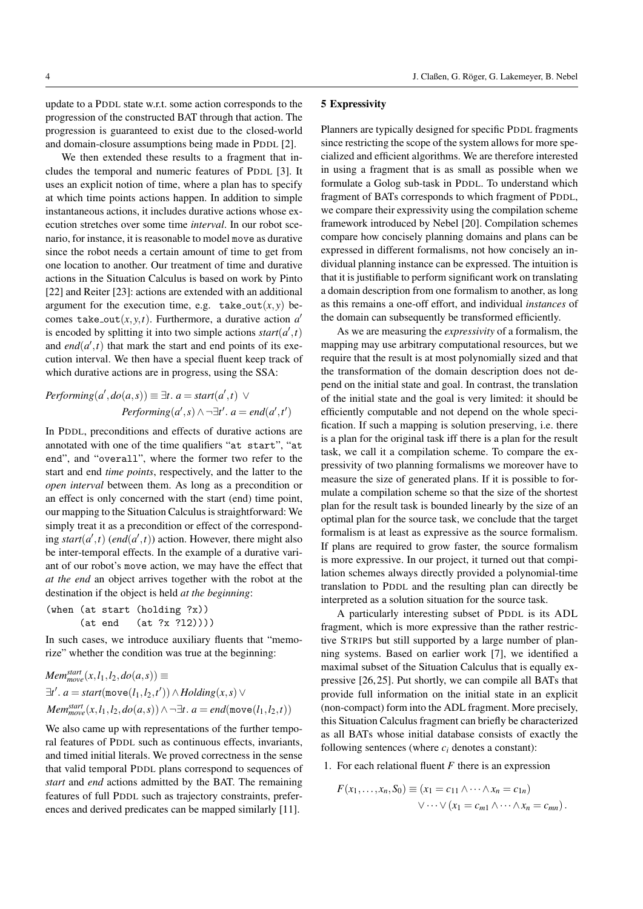update to a PDDL state w.r.t. some action corresponds to the progression of the constructed BAT through that action. The progression is guaranteed to exist due to the closed-world and domain-closure assumptions being made in PDDL [2].

We then extended these results to a fragment that includes the temporal and numeric features of PDDL [3]. It uses an explicit notion of time, where a plan has to specify at which time points actions happen. In addition to simple instantaneous actions, it includes durative actions whose execution stretches over some time *interval*. In our robot scenario, for instance, it is reasonable to model `move` as durative since the robot needs a certain amount of time to get from one location to another. Our treatment of time and durative actions in the Situation Calculus is based on work by Pinto [22] and Reiter [23]: actions are extended with an additional argument for the execution time, e.g. $\mathtt{take\_out}(x,y)$ becomes $\mathtt{take\_out}(x,y,t)$. Furthermore, a durative action $a'$ is encoded by splitting it into two simple actions $start(a',t)$ and $end(a',t)$ that mark the start and end points of its execution interval. We then have a special fluent keep track of which durative actions are in progress, using the SSA:

$$Performing(a', do(a,s)) \equiv \exists t.\ a = start(a',t)\ \vee$$
$$Performing(a',s) \wedge \neg \exists t'.\ a = end(a',t')$$

In PDDL, preconditions and effects of durative actions are annotated with one of the time qualifiers "`at start`", "`at end`", and "`overall`", where the former two refer to the start and end *time points*, respectively, and the latter to the *open interval* between them. As long as a precondition or an effect is only concerned with the start (end) time point, our mapping to the Situation Calculus is straightforward: We simply treat it as a precondition or effect of the corresponding $start(a',t)$ ($end(a',t)$) action. However, there might also be inter-temporal effects. In the example of a durative variant of our robot's `move` action, we may have the effect that *at the end* an object arrives together with the robot at the destination if the object is held *at the beginning*:

```
(when (at start (holding ?x))
      (at end    (at ?x ?l2))))
```

In such cases, we introduce auxiliary fluents that "memorize" whether the condition was true at the beginning:

$$Mem^{start}_{move}(x,l_1,l_2,do(a,s)) \equiv$$
$$\exists t'.\ a = start(\mathtt{move}(l_1,l_2,t')) \wedge Holding(x,s) \vee$$
$$Mem^{start}_{move}(x,l_1,l_2,do(a,s)) \wedge \neg \exists t.\ a = end(\mathtt{move}(l_1,l_2,t))$$

We also came up with representations of the further temporal features of PDDL such as continuous effects, invariants, and timed initial literals. We proved correctness in the sense that valid temporal PDDL plans correspond to sequences of *start* and *end* actions admitted by the BAT. The remaining features of full PDDL such as trajectory constraints, preferences and derived predicates can be mapped similarly [11].

## 5 Expressivity

Planners are typically designed for specific PDDL fragments since restricting the scope of the system allows for more specialized and efficient algorithms. We are therefore interested in using a fragment that is as small as possible when we formulate a Golog sub-task in PDDL. To understand which fragment of BATs corresponds to which fragment of PDDL, we compare their expressivity using the compilation scheme framework introduced by Nebel [20]. Compilation schemes compare how concisely planning domains and plans can be expressed in different formalisms, not how concisely an individual planning instance can be expressed. The intuition is that it is justifiable to perform significant work on translating a domain description from one formalism to another, as long as this remains a one-off effort, and individual *instances* of the domain can subsequently be transformed efficiently.

As we are measuring the *expressivity* of a formalism, the mapping may use arbitrary computational resources, but we require that the result is at most polynomially sized and that the transformation of the domain description does not depend on the initial state and goal. In contrast, the translation of the initial state and the goal is very limited: it should be efficiently computable and not depend on the whole specification. If such a mapping is solution preserving, i.e. there is a plan for the original task iff there is a plan for the result task, we call it a compilation scheme. To compare the expressivity of two planning formalisms we moreover have to measure the size of generated plans. If it is possible to formulate a compilation scheme so that the size of the shortest plan for the result task is bounded linearly by the size of an optimal plan for the source task, we conclude that the target formalism is at least as expressive as the source formalism. If plans are required to grow faster, the source formalism is more expressive. In our project, it turned out that compilation schemes always directly provided a polynomial-time translation to PDDL and the resulting plan can directly be interpreted as a solution situation for the source task.

A particularly interesting subset of PDDL is its ADL fragment, which is more expressive than the rather restrictive STRIPS but still supported by a large number of planning systems. Based on earlier work [7], we identified a maximal subset of the Situation Calculus that is equally expressive [26,25]. Put shortly, we can compile all BATs that provide full information on the initial state in an explicit (non-compact) form into the ADL fragment. More precisely, this Situation Calculus fragment can briefly be characterized as all BATs whose initial database consists of exactly the following sentences (where $c_i$ denotes a constant):

1. For each relational fluent $F$ there is an expression

$$F(x_1,\ldots,x_n,S_0) \equiv (x_1 = c_{11} \wedge \cdots \wedge x_n = c_{1n})$$
$$\vee \cdots \vee (x_1 = c_{m1} \wedge \cdots \wedge x_n = c_{mn}).$$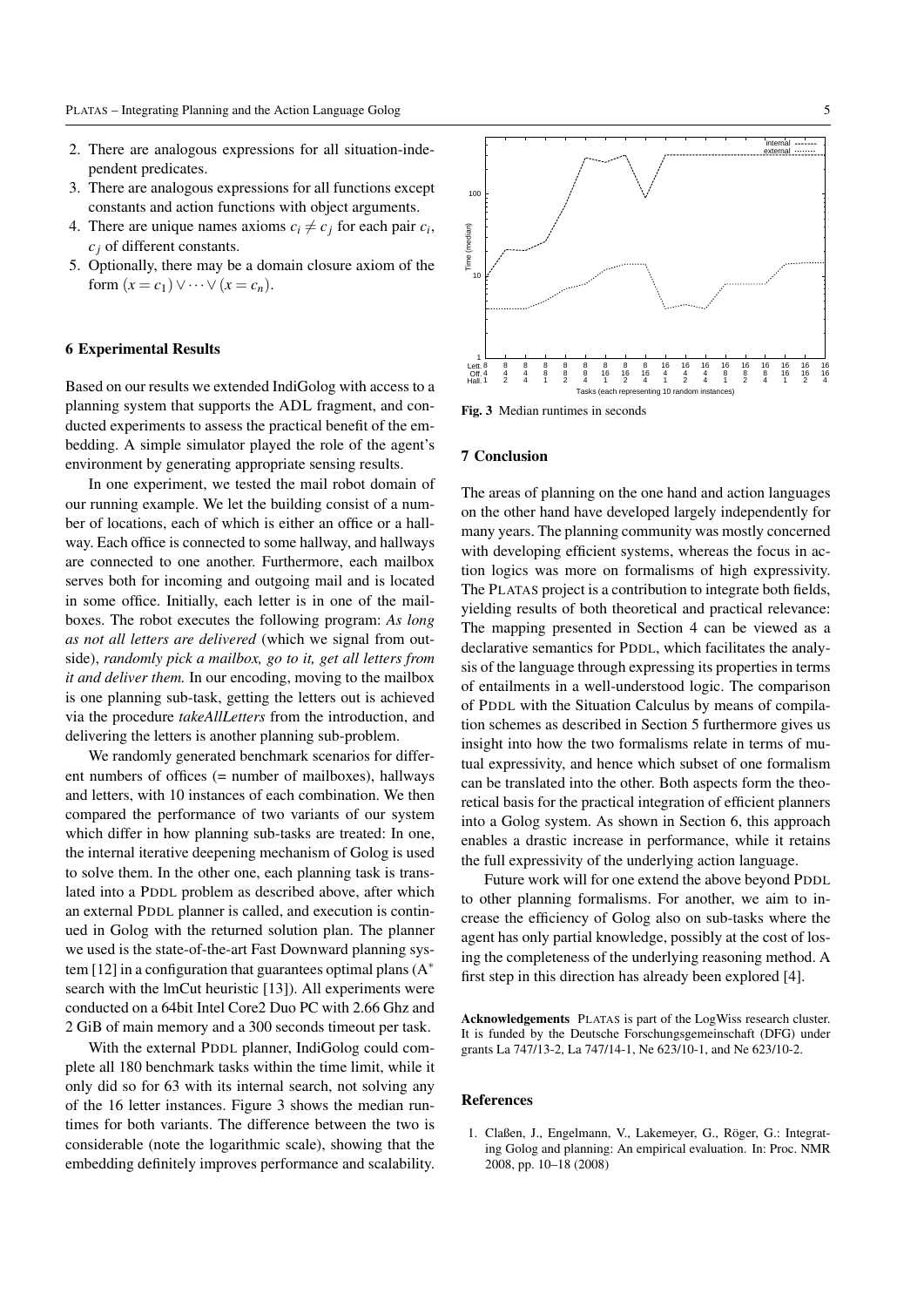2. There are analogous expressions for all situation-independent predicates.
3. There are analogous expressions for all functions except constants and action functions with object arguments.
4. There are unique names axioms $c_i \neq c_j$ for each pair $c_i$, $c_j$ of different constants.
5. Optionally, there may be a domain closure axiom of the form $(x = c_1) \vee \cdots \vee (x = c_n)$.

## 6 Experimental Results

Based on our results we extended IndiGolog with access to a planning system that supports the ADL fragment, and conducted experiments to assess the practical benefit of the embedding. A simple simulator played the role of the agent's environment by generating appropriate sensing results.

In one experiment, we tested the mail robot domain of our running example. We let the building consist of a number of locations, each of which is either an office or a hallway. Each office is connected to some hallway, and hallways are connected to one another. Furthermore, each mailbox serves both for incoming and outgoing mail and is located in some office. Initially, each letter is in one of the mailboxes. The robot executes the following program: *As long as not all letters are delivered* (which we signal from outside), *randomly pick a mailbox, go to it, get all letters from it and deliver them.* In our encoding, moving to the mailbox is one planning sub-task, getting the letters out is achieved via the procedure *takeAllLetters* from the introduction, and delivering the letters is another planning sub-problem.

We randomly generated benchmark scenarios for different numbers of offices (= number of mailboxes), hallways and letters, with 10 instances of each combination. We then compared the performance of two variants of our system which differ in how planning sub-tasks are treated: In one, the internal iterative deepening mechanism of Golog is used to solve them. In the other one, each planning task is translated into a PDDL problem as described above, after which an external PDDL planner is called, and execution is continued in Golog with the returned solution plan. The planner we used is the state-of-the-art Fast Downward planning system [12] in a configuration that guarantees optimal plans ($A^*$ search with the lmCut heuristic [13]). All experiments were conducted on a 64bit Intel Core2 Duo PC with 2.66 Ghz and 2 GiB of main memory and a 300 seconds timeout per task.

With the external PDDL planner, IndiGolog could complete all 180 benchmark tasks within the time limit, while it only did so for 63 with its internal search, not solving any of the 16 letter instances. Figure 3 shows the median runtimes for both variants. The difference between the two is considerable (note the logarithmic scale), showing that the embedding definitely improves performance and scalability.

**Fig. 3** Median runtimes in seconds

## 7 Conclusion

The areas of planning on the one hand and action languages on the other hand have developed largely independently for many years. The planning community was mostly concerned with developing efficient systems, whereas the focus in action logics was more on formalisms of high expressivity. The PLATAS project is a contribution to integrate both fields, yielding results of both theoretical and practical relevance: The mapping presented in Section 4 can be viewed as a declarative semantics for PDDL, which facilitates the analysis of the language through expressing its properties in terms of entailments in a well-understood logic. The comparison of PDDL with the Situation Calculus by means of compilation schemes as described in Section 5 furthermore gives us insight into how the two formalisms relate in terms of mutual expressivity, and hence which subset of one formalism can be translated into the other. Both aspects form the theoretical basis for the practical integration of efficient planners into a Golog system. As shown in Section 6, this approach enables a drastic increase in performance, while it retains the full expressivity of the underlying action language.

Future work will for one extend the above beyond PDDL to other planning formalisms. For another, we aim to increase the efficiency of Golog also on sub-tasks where the agent has only partial knowledge, possibly at the cost of losing the completeness of the underlying reasoning method. A first step in this direction has already been explored [4].

**Acknowledgements** PLATAS is part of the LogWiss research cluster. It is funded by the Deutsche Forschungsgemeinschaft (DFG) under grants La 747/13-2, La 747/14-1, Ne 623/10-1, and Ne 623/10-2.

## References

1. Claßen, J., Engelmann, V., Lakemeyer, G., Röger, G.: Integrating Golog and planning: An empirical evaluation. In: Proc. NMR 2008, pp. 10–18 (2008)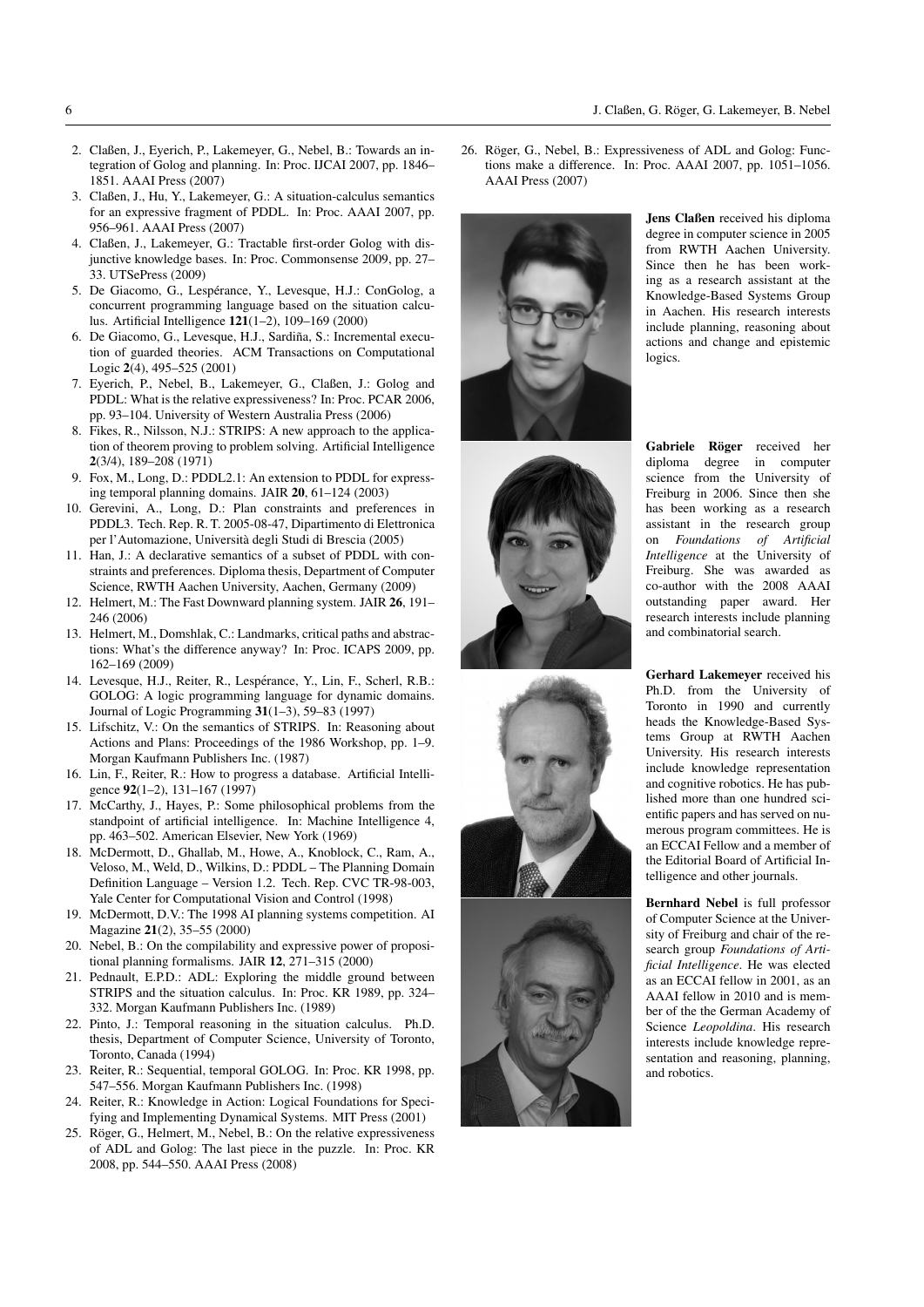2. Claßen, J., Eyerich, P., Lakemeyer, G., Nebel, B.: Towards an integration of Golog and planning. In: Proc. IJCAI 2007, pp. 1846–1851. AAAI Press (2007)
3. Claßen, J., Hu, Y., Lakemeyer, G.: A situation-calculus semantics for an expressive fragment of PDDL. In: Proc. AAAI 2007, pp. 956–961. AAAI Press (2007)
4. Claßen, J., Lakemeyer, G.: Tractable first-order Golog with disjunctive knowledge bases. In: Proc. Commonsense 2009, pp. 27–33. UTSePress (2009)
5. De Giacomo, G., Lespérance, Y., Levesque, H.J.: ConGolog, a concurrent programming language based on the situation calculus. Artificial Intelligence **121**(1–2), 109–169 (2000)
6. De Giacomo, G., Levesque, H.J., Sardiña, S.: Incremental execution of guarded theories. ACM Transactions on Computational Logic **2**(4), 495–525 (2001)
7. Eyerich, P., Nebel, B., Lakemeyer, G., Claßen, J.: Golog and PDDL: What is the relative expressiveness? In: Proc. PCAR 2006, pp. 93–104. University of Western Australia Press (2006)
8. Fikes, R., Nilsson, N.J.: STRIPS: A new approach to the application of theorem proving to problem solving. Artificial Intelligence **2**(3/4), 189–208 (1971)
9. Fox, M., Long, D.: PDDL2.1: An extension to PDDL for expressing temporal planning domains. JAIR **20**, 61–124 (2003)
10. Gerevini, A., Long, D.: Plan constraints and preferences in PDDL3. Tech. Rep. R. T. 2005-08-47, Dipartimento di Elettronica per l'Automazione, Università degli Studi di Brescia (2005)
11. Han, J.: A declarative semantics of a subset of PDDL with constraints and preferences. Diploma thesis, Department of Computer Science, RWTH Aachen University, Aachen, Germany (2009)
12. Helmert, M.: The Fast Downward planning system. JAIR **26**, 191–246 (2006)
13. Helmert, M., Domshlak, C.: Landmarks, critical paths and abstractions: What's the difference anyway? In: Proc. ICAPS 2009, pp. 162–169 (2009)
14. Levesque, H.J., Reiter, R., Lespérance, Y., Lin, F., Scherl, R.B.: GOLOG: A logic programming language for dynamic domains. Journal of Logic Programming **31**(1–3), 59–83 (1997)
15. Lifschitz, V.: On the semantics of STRIPS. In: Reasoning about Actions and Plans: Proceedings of the 1986 Workshop, pp. 1–9. Morgan Kaufmann Publishers Inc. (1987)
16. Lin, F., Reiter, R.: How to progress a database. Artificial Intelligence **92**(1–2), 131–167 (1997)
17. McCarthy, J., Hayes, P.: Some philosophical problems from the standpoint of artificial intelligence. In: Machine Intelligence 4, pp. 463–502. American Elsevier, New York (1969)
18. McDermott, D., Ghallab, M., Howe, A., Knoblock, C., Ram, A., Veloso, M., Weld, D., Wilkins, D.: PDDL – The Planning Domain Definition Language – Version 1.2. Tech. Rep. CVC TR-98-003, Yale Center for Computational Vision and Control (1998)
19. McDermott, D.V.: The 1998 AI planning systems competition. AI Magazine **21**(2), 35–55 (2000)
20. Nebel, B.: On the compilability and expressive power of propositional planning formalisms. JAIR **12**, 271–315 (2000)
21. Pednault, E.P.D.: ADL: Exploring the middle ground between STRIPS and the situation calculus. In: Proc. KR 1989, pp. 324–332. Morgan Kaufmann Publishers Inc. (1989)
22. Pinto, J.: Temporal reasoning in the situation calculus. Ph.D. thesis, Department of Computer Science, University of Toronto, Toronto, Canada (1994)
23. Reiter, R.: Sequential, temporal GOLOG. In: Proc. KR 1998, pp. 547–556. Morgan Kaufmann Publishers Inc. (1998)
24. Reiter, R.: Knowledge in Action: Logical Foundations for Specifying and Implementing Dynamical Systems. MIT Press (2001)
25. Röger, G., Helmert, M., Nebel, B.: On the relative expressiveness of ADL and Golog: The last piece in the puzzle. In: Proc. KR 2008, pp. 544–550. AAAI Press (2008)
26. Röger, G., Nebel, B.: Expressiveness of ADL and Golog: Functions make a difference. In: Proc. AAAI 2007, pp. 1051–1056. AAAI Press (2007)

**Jens Claßen** received his diploma degree in computer science in 2005 from RWTH Aachen University. Since then he has been working as a research assistant at the Knowledge-Based Systems Group in Aachen. His research interests include planning, reasoning about actions and change and epistemic logics.

**Gabriele Röger** received her diploma degree in computer science from the University of Freiburg in 2006. Since then she has been working as a research assistant in the research group on *Foundations of Artificial Intelligence* at the University of Freiburg. She was awarded as co-author with the 2008 AAAI outstanding paper award. Her research interests include planning and combinatorial search.

**Gerhard Lakemeyer** received his Ph.D. from the University of Toronto in 1990 and currently heads the Knowledge-Based Systems Group at RWTH Aachen University. His research interests include knowledge representation and cognitive robotics. He has published more than one hundred scientific papers and has served on numerous program committees. He is an ECCAI Fellow and a member of the Editorial Board of Artificial Intelligence and other journals.

**Bernhard Nebel** is full professor of Computer Science at the University of Freiburg and chair of the research group *Foundations of Artificial Intelligence*. He was elected as an ECCAI fellow in 2001, as an AAAI fellow in 2010 and is member of the the German Academy of Science *Leopoldina*. His research interests include knowledge representation and reasoning, planning, and robotics.